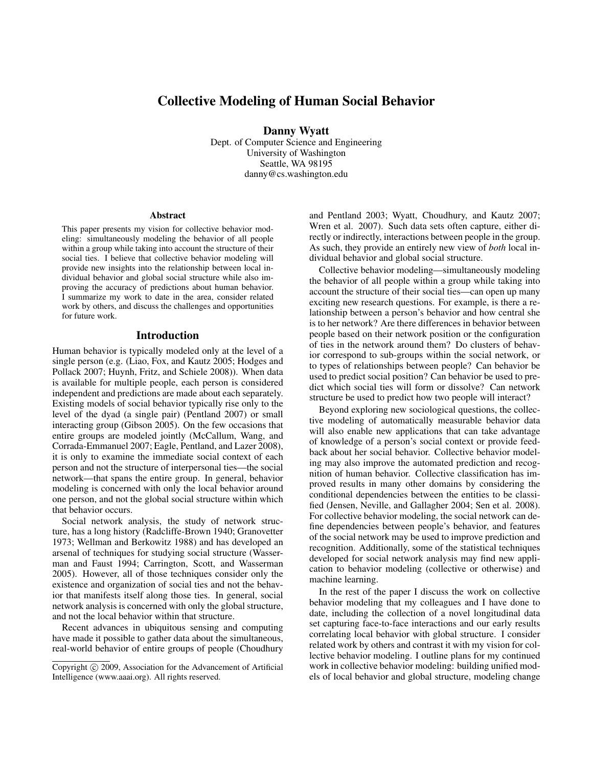# Collective Modeling of Human Social Behavior

**Danny Wyatt**
Dept. of Computer Science and Engineering
University of Washington
Seattle, WA 98195
danny@cs.washington.edu

## Abstract

This paper presents my vision for collective behavior modeling: simultaneously modeling the behavior of all people within a group while taking into account the structure of their social ties. I believe that collective behavior modeling will provide new insights into the relationship between local individual behavior and global social structure while also improving the accuracy of predictions about human behavior. I summarize my work to date in the area, consider related work by others, and discuss the challenges and opportunities for future work.

## Introduction

Human behavior is typically modeled only at the level of a single person (e.g. (Liao, Fox, and Kautz 2005; Hodges and Pollack 2007; Huynh, Fritz, and Schiele 2008)). When data is available for multiple people, each person is considered independent and predictions are made about each separately. Existing models of social behavior typically rise only to the level of the dyad (a single pair) (Pentland 2007) or small interacting group (Gibson 2005). On the few occasions that entire groups are modeled jointly (McCallum, Wang, and Corrada-Emmanuel 2007; Eagle, Pentland, and Lazer 2008), it is only to examine the immediate social context of each person and not the structure of interpersonal ties—the social network—that spans the entire group. In general, behavior modeling is concerned with only the local behavior around one person, and not the global social structure within which that behavior occurs.

Social network analysis, the study of network structure, has a long history (Radcliffe-Brown 1940; Granovetter 1973; Wellman and Berkowitz 1988) and has developed an arsenal of techniques for studying social structure (Wasserman and Faust 1994; Carrington, Scott, and Wasserman 2005). However, all of those techniques consider only the existence and organization of social ties and not the behavior that manifests itself along those ties. In general, social network analysis is concerned with only the global structure, and not the local behavior within that structure.

Recent advances in ubiquitous sensing and computing have made it possible to gather data about the simultaneous, real-world behavior of entire groups of people (Choudhury and Pentland 2003; Wyatt, Choudhury, and Kautz 2007; Wren et al. 2007). Such data sets often capture, either directly or indirectly, interactions between people in the group. As such, they provide an entirely new view of *both* local individual behavior and global social structure.

Collective behavior modeling—simultaneously modeling the behavior of all people within a group while taking into account the structure of their social ties—can open up many exciting new research questions. For example, is there a relationship between a person's behavior and how central she is to her network? Are there differences in behavior between people based on their network position or the configuration of ties in the network around them? Do clusters of behavior correspond to sub-groups within the social network, or to types of relationships between people? Can behavior be used to predict social position? Can behavior be used to predict which social ties will form or dissolve? Can network structure be used to predict how two people will interact?

Beyond exploring new sociological questions, the collective modeling of automatically measurable behavior data will also enable new applications that can take advantage of knowledge of a person's social context or provide feedback about her social behavior. Collective behavior modeling may also improve the automated prediction and recognition of human behavior. Collective classification has improved results in many other domains by considering the conditional dependencies between the entities to be classified (Jensen, Neville, and Gallagher 2004; Sen et al. 2008). For collective behavior modeling, the social network can define dependencies between people's behavior, and features of the social network may be used to improve prediction and recognition. Additionally, some of the statistical techniques developed for social network analysis may find new application to behavior modeling (collective or otherwise) and machine learning.

In the rest of the paper I discuss the work on collective behavior modeling that my colleagues and I have done to date, including the collection of a novel longitudinal data set capturing face-to-face interactions and our early results correlating local behavior with global structure. I consider related work by others and contrast it with my vision for collective behavior modeling. I outline plans for my continued work in collective behavior modeling: building unified models of local behavior and global structure, modeling change

Copyright © 2009, Association for the Advancement of Artificial Intelligence (www.aaai.org). All rights reserved.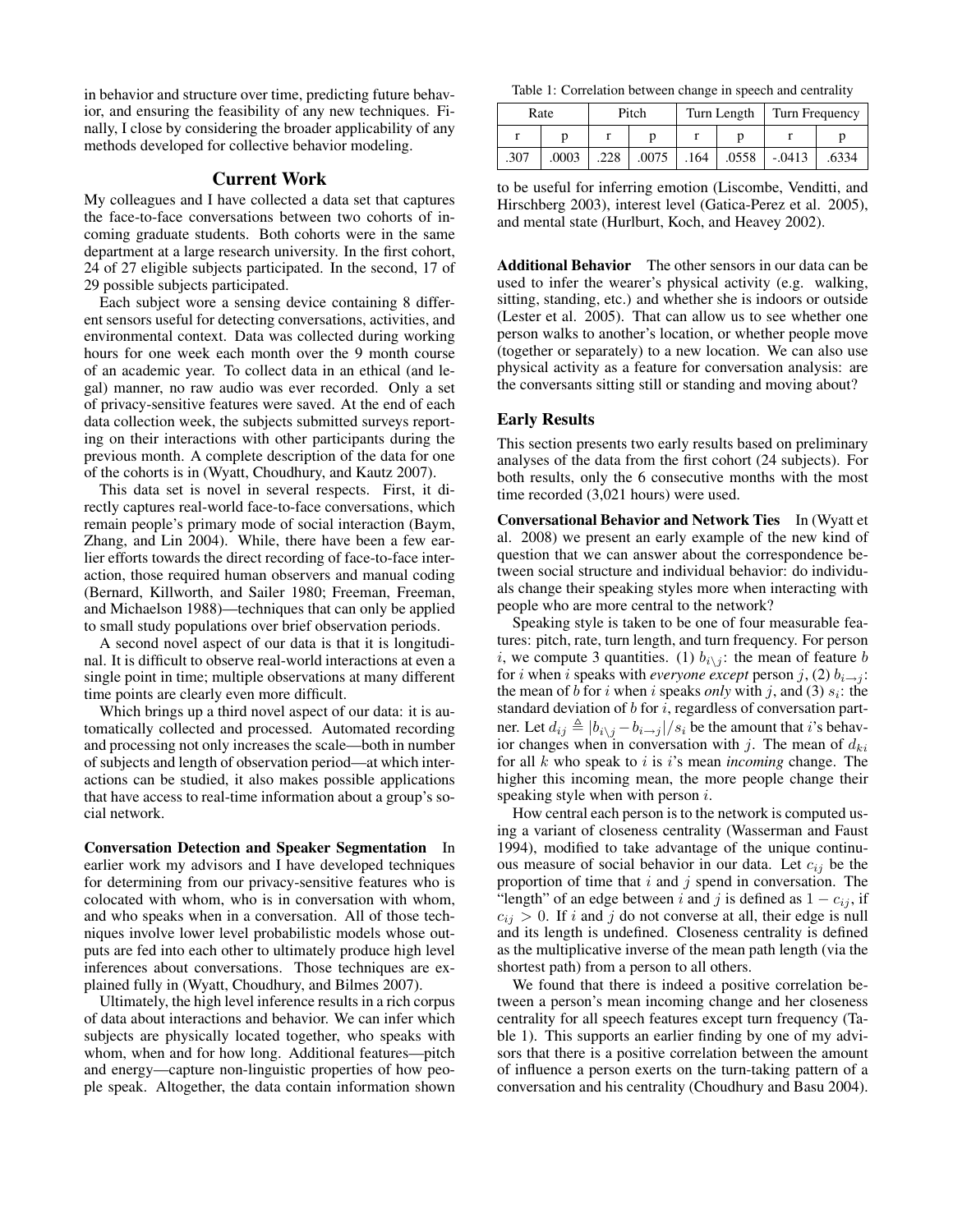in behavior and structure over time, predicting future behavior, and ensuring the feasibility of any new techniques. Finally, I close by considering the broader applicability of any methods developed for collective behavior modeling.

## Current Work

My colleagues and I have collected a data set that captures the face-to-face conversations between two cohorts of incoming graduate students. Both cohorts were in the same department at a large research university. In the first cohort, 24 of 27 eligible subjects participated. In the second, 17 of 29 possible subjects participated.

Each subject wore a sensing device containing 8 different sensors useful for detecting conversations, activities, and environmental context. Data was collected during working hours for one week each month over the 9 month course of an academic year. To collect data in an ethical (and legal) manner, no raw audio was ever recorded. Only a set of privacy-sensitive features were saved. At the end of each data collection week, the subjects submitted surveys reporting on their interactions with other participants during the previous month. A complete description of the data for one of the cohorts is in (Wyatt, Choudhury, and Kautz 2007).

This data set is novel in several respects. First, it directly captures real-world face-to-face conversations, which remain people's primary mode of social interaction (Baym, Zhang, and Lin 2004). While, there have been a few earlier efforts towards the direct recording of face-to-face interaction, those required human observers and manual coding (Bernard, Killworth, and Sailer 1980; Freeman, Freeman, and Michaelson 1988)—techniques that can only be applied to small study populations over brief observation periods.

A second novel aspect of our data is that it is longitudinal. It is difficult to observe real-world interactions at even a single point in time; multiple observations at many different time points are clearly even more difficult.

Which brings up a third novel aspect of our data: it is automatically collected and processed. Automated recording and processing not only increases the scale—both in number of subjects and length of observation period—at which interactions can be studied, it also makes possible applications that have access to real-time information about a group's social network.

**Conversation Detection and Speaker Segmentation** In earlier work my advisors and I have developed techniques for determining from our privacy-sensitive features who is colocated with whom, who is in conversation with whom, and who speaks when in a conversation. All of those techniques involve lower level probabilistic models whose outputs are fed into each other to ultimately produce high level inferences about conversations. Those techniques are explained fully in (Wyatt, Choudhury, and Bilmes 2007).

Ultimately, the high level inference results in a rich corpus of data about interactions and behavior. We can infer which subjects are physically located together, who speaks with whom, when and for how long. Additional features—pitch and energy—capture non-linguistic properties of how people speak. Altogether, the data contain information shown to be useful for inferring emotion (Liscombe, Venditti, and Hirschberg 2003), interest level (Gatica-Perez et al. 2005), and mental state (Hurlburt, Koch, and Heavey 2002).

Table 1: Correlation between change in speech and centrality

| Rate | | Pitch | | Turn Length | | Turn Frequency | |
|---|---|---|---|---|---|---|---|
| r | p | r | p | r | p | r | p |
| .307 | .0003 | .228 | .0075 | .164 | .0558 | -.0413 | .6334 |

**Additional Behavior** The other sensors in our data can be used to infer the wearer's physical activity (e.g. walking, sitting, standing, etc.) and whether she is indoors or outside (Lester et al. 2005). That can allow us to see whether one person walks to another's location, or whether people move (together or separately) to a new location. We can also use physical activity as a feature for conversation analysis: are the conversants sitting still or standing and moving about?

### Early Results

This section presents two early results based on preliminary analyses of the data from the first cohort (24 subjects). For both results, only the 6 consecutive months with the most time recorded (3,021 hours) were used.

**Conversational Behavior and Network Ties** In (Wyatt et al. 2008) we present an early example of the new kind of question that we can answer about the correspondence between social structure and individual behavior: do individuals change their speaking styles more when interacting with people who are more central to the network?

Speaking style is taken to be one of four measurable features: pitch, rate, turn length, and turn frequency. For person $i$, we compute 3 quantities. (1) $b_{i\setminus j}$: the mean of feature $b$ for $i$ when $i$ speaks with *everyone except* person $j$, (2) $b_{i\rightarrow j}$: the mean of $b$ for $i$ when $i$ speaks *only* with $j$, and (3) $s_i$: the standard deviation of $b$ for $i$, regardless of conversation partner. Let $d_{ij} \triangleq |b_{i\setminus j} - b_{i\rightarrow j}|/s_i$ be the amount that $i$'s behavior changes when in conversation with $j$. The mean of $d_{ki}$ for all $k$ who speak to $i$ is $i$'s mean *incoming* change. The higher this incoming mean, the more people change their speaking style when with person $i$.

How central each person is to the network is computed using a variant of closeness centrality (Wasserman and Faust 1994), modified to take advantage of the unique continuous measure of social behavior in our data. Let $c_{ij}$ be the proportion of time that $i$ and $j$ spend in conversation. The "length" of an edge between $i$ and $j$ is defined as $1 - c_{ij}$, if $c_{ij} > 0$. If $i$ and $j$ do not converse at all, their edge is null and its length is undefined. Closeness centrality is defined as the multiplicative inverse of the mean path length (via the shortest path) from a person to all others.

We found that there is indeed a positive correlation between a person's mean incoming change and her closeness centrality for all speech features except turn frequency (Table 1). This supports an earlier finding by one of my advisors that there is a positive correlation between the amount of influence a person exerts on the turn-taking pattern of a conversation and his centrality (Choudhury and Basu 2004).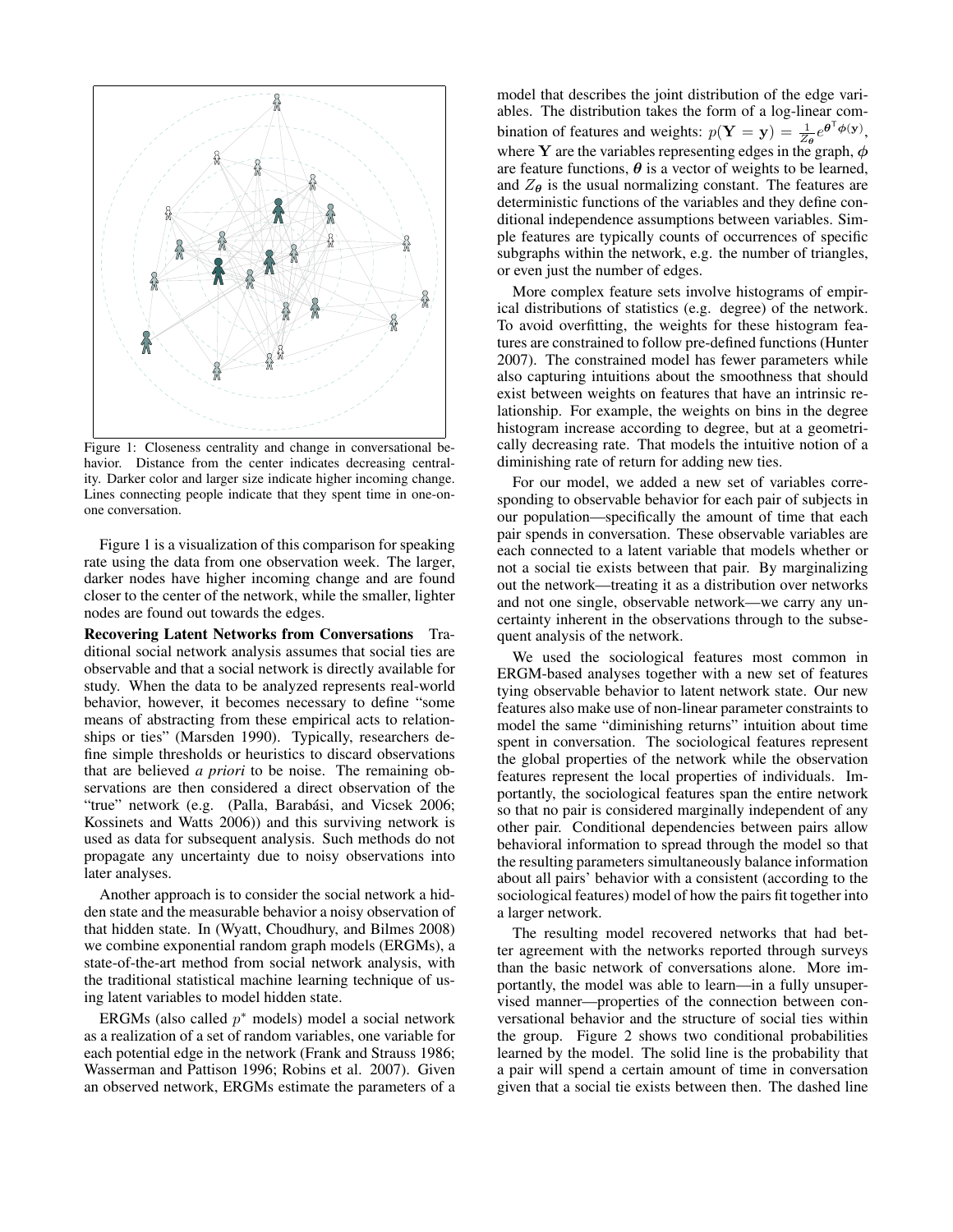Figure 1: Closeness centrality and change in conversational behavior. Distance from the center indicates decreasing centrality. Darker color and larger size indicate higher incoming change. Lines connecting people indicate that they spent time in one-on-one conversation.

Figure 1 is a visualization of this comparison for speaking rate using the data from one observation week. The larger, darker nodes have higher incoming change and are found closer to the center of the network, while the smaller, lighter nodes are found out towards the edges.

**Recovering Latent Networks from Conversations** Traditional social network analysis assumes that social ties are observable and that a social network is directly available for study. When the data to be analyzed represents real-world behavior, however, it becomes necessary to define "some means of abstracting from these empirical acts to relationships or ties" (Marsden 1990). Typically, researchers define simple thresholds or heuristics to discard observations that are believed *a priori* to be noise. The remaining observations are then considered a direct observation of the "true" network (e.g. (Palla, Barabási, and Vicsek 2006; Kossinets and Watts 2006)) and this surviving network is used as data for subsequent analysis. Such methods do not propagate any uncertainty due to noisy observations into later analyses.

Another approach is to consider the social network a hidden state and the measurable behavior a noisy observation of that hidden state. In (Wyatt, Choudhury, and Bilmes 2008) we combine exponential random graph models (ERGMs), a state-of-the-art method from social network analysis, with the traditional statistical machine learning technique of using latent variables to model hidden state.

ERGMs (also called $p^*$ models) model a social network as a realization of a set of random variables, one variable for each potential edge in the network (Frank and Strauss 1986; Wasserman and Pattison 1996; Robins et al. 2007). Given an observed network, ERGMs estimate the parameters of a model that describes the joint distribution of the edge variables. The distribution takes the form of a log-linear combination of features and weights: $p(\mathbf{Y} = \mathbf{y}) = \frac{1}{Z_{\boldsymbol{\theta}}} e^{\boldsymbol{\theta}^\top \boldsymbol{\phi}(\mathbf{y})}$, where $\mathbf{Y}$ are the variables representing edges in the graph, $\boldsymbol{\phi}$ are feature functions, $\boldsymbol{\theta}$ is a vector of weights to be learned, and $Z_{\boldsymbol{\theta}}$ is the usual normalizing constant. The features are deterministic functions of the variables and they define conditional independence assumptions between variables. Simple features are typically counts of occurrences of specific subgraphs within the network, e.g. the number of triangles, or even just the number of edges.

More complex feature sets involve histograms of empirical distributions of statistics (e.g. degree) of the network. To avoid overfitting, the weights for these histogram features are constrained to follow pre-defined functions (Hunter 2007). The constrained model has fewer parameters while also capturing intuitions about the smoothness that should exist between weights on features that have an intrinsic relationship. For example, the weights on bins in the degree histogram increase according to degree, but at a geometrically decreasing rate. That models the intuitive notion of a diminishing rate of return for adding new ties.

For our model, we added a new set of variables corresponding to observable behavior for each pair of subjects in our population—specifically the amount of time that each pair spends in conversation. These observable variables are each connected to a latent variable that models whether or not a social tie exists between that pair. By marginalizing out the network—treating it as a distribution over networks and not one single, observable network—we carry any uncertainty inherent in the observations through to the subsequent analysis of the network.

We used the sociological features most common in ERGM-based analyses together with a new set of features tying observable behavior to latent network state. Our new features also make use of non-linear parameter constraints to model the same "diminishing returns" intuition about time spent in conversation. The sociological features represent the global properties of the network while the observation features represent the local properties of individuals. Importantly, the sociological features span the entire network so that no pair is considered marginally independent of any other pair. Conditional dependencies between pairs allow behavioral information to spread through the model so that the resulting parameters simultaneously balance information about all pairs' behavior with a consistent (according to the sociological features) model of how the pairs fit together into a larger network.

The resulting model recovered networks that had better agreement with the networks reported through surveys than the basic network of conversations alone. More importantly, the model was able to learn—in a fully unsupervised manner—properties of the connection between conversational behavior and the structure of social ties within the group. Figure 2 shows two conditional probabilities learned by the model. The solid line is the probability that a pair will spend a certain amount of time in conversation given that a social tie exists between then. The dashed line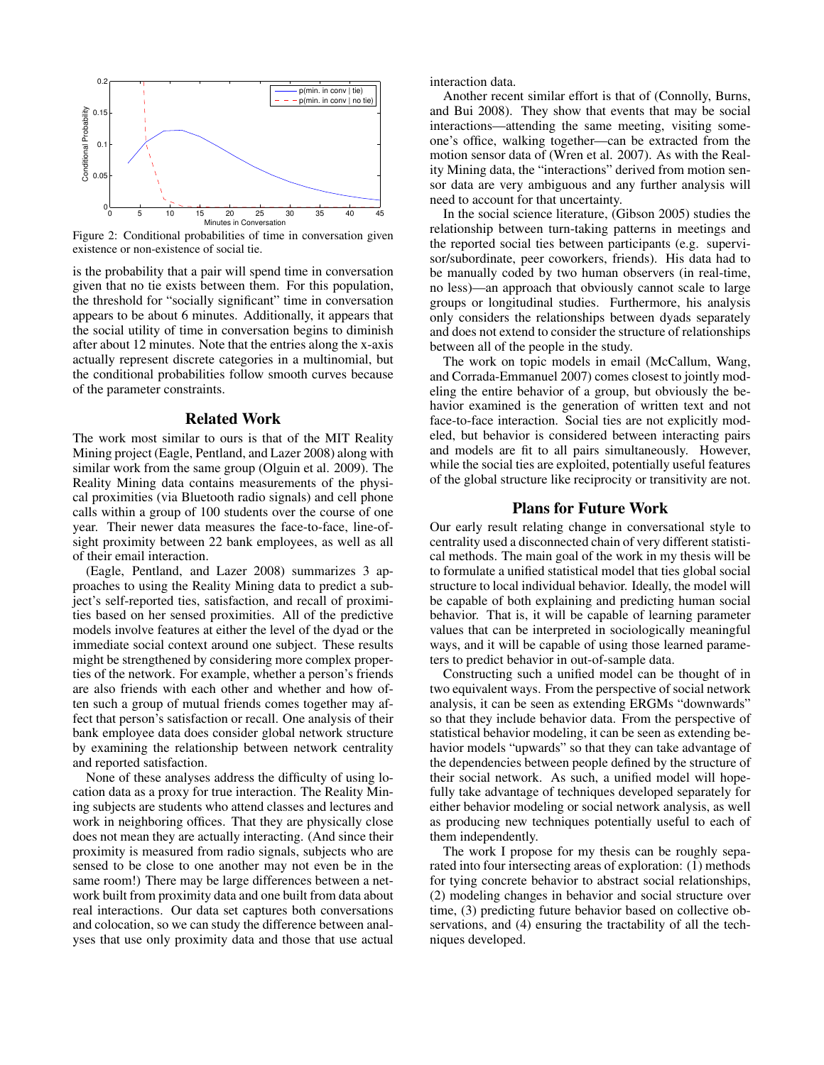Figure 2: Conditional probabilities of time in conversation given existence or non-existence of social tie.

is the probability that a pair will spend time in conversation given that no tie exists between them. For this population, the threshold for "socially significant" time in conversation appears to be about 6 minutes. Additionally, it appears that the social utility of time in conversation begins to diminish after about 12 minutes. Note that the entries along the x-axis actually represent discrete categories in a multinomial, but the conditional probabilities follow smooth curves because of the parameter constraints.

## Related Work

The work most similar to ours is that of the MIT Reality Mining project (Eagle, Pentland, and Lazer 2008) along with similar work from the same group (Olguin et al. 2009). The Reality Mining data contains measurements of the physical proximities (via Bluetooth radio signals) and cell phone calls within a group of 100 students over the course of one year. Their newer data measures the face-to-face, line-of-sight proximity between 22 bank employees, as well as all of their email interaction.

(Eagle, Pentland, and Lazer 2008) summarizes 3 approaches to using the Reality Mining data to predict a subject's self-reported ties, satisfaction, and recall of proximities based on her sensed proximities. All of the predictive models involve features at either the level of the dyad or the immediate social context around one subject. These results might be strengthened by considering more complex properties of the network. For example, whether a person's friends are also friends with each other and whether and how often such a group of mutual friends comes together may affect that person's satisfaction or recall. One analysis of their bank employee data does consider global network structure by examining the relationship between network centrality and reported satisfaction.

None of these analyses address the difficulty of using location data as a proxy for true interaction. The Reality Mining subjects are students who attend classes and lectures and work in neighboring offices. That they are physically close does not mean they are actually interacting. (And since their proximity is measured from radio signals, subjects who are sensed to be close to one another may not even be in the same room!) There may be large differences between a network built from proximity data and one built from data about real interactions. Our data set captures both conversations and colocation, so we can study the difference between analyses that use only proximity data and those that use actual interaction data.

Another recent similar effort is that of (Connolly, Burns, and Bui 2008). They show that events that may be social interactions—attending the same meeting, visiting someone's office, walking together—can be extracted from the motion sensor data of (Wren et al. 2007). As with the Reality Mining data, the "interactions" derived from motion sensor data are very ambiguous and any further analysis will need to account for that uncertainty.

In the social science literature, (Gibson 2005) studies the relationship between turn-taking patterns in meetings and the reported social ties between participants (e.g. supervisor/subordinate, peer coworkers, friends). His data had to be manually coded by two human observers (in real-time, no less)—an approach that obviously cannot scale to large groups or longitudinal studies. Furthermore, his analysis only considers the relationships between dyads separately and does not extend to consider the structure of relationships between all of the people in the study.

The work on topic models in email (McCallum, Wang, and Corrada-Emmanuel 2007) comes closest to jointly modeling the entire behavior of a group, but obviously the behavior examined is the generation of written text and not face-to-face interaction. Social ties are not explicitly modeled, but behavior is considered between interacting pairs and models are fit to all pairs simultaneously. However, while the social ties are exploited, potentially useful features of the global structure like reciprocity or transitivity are not.

## Plans for Future Work

Our early result relating change in conversational style to centrality used a disconnected chain of very different statistical methods. The main goal of the work in my thesis will be to formulate a unified statistical model that ties global social structure to local individual behavior. Ideally, the model will be capable of both explaining and predicting human social behavior. That is, it will be capable of learning parameter values that can be interpreted in sociologically meaningful ways, and it will be capable of using those learned parameters to predict behavior in out-of-sample data.

Constructing such a unified model can be thought of in two equivalent ways. From the perspective of social network analysis, it can be seen as extending ERGMs "downwards" so that they include behavior data. From the perspective of statistical behavior modeling, it can be seen as extending behavior models "upwards" so that they can take advantage of the dependencies between people defined by the structure of their social network. As such, a unified model will hopefully take advantage of techniques developed separately for either behavior modeling or social network analysis, as well as producing new techniques potentially useful to each of them independently.

The work I propose for my thesis can be roughly separated into four intersecting areas of exploration: (1) methods for tying concrete behavior to abstract social relationships, (2) modeling changes in behavior and social structure over time, (3) predicting future behavior based on collective observations, and (4) ensuring the tractability of all the techniques developed.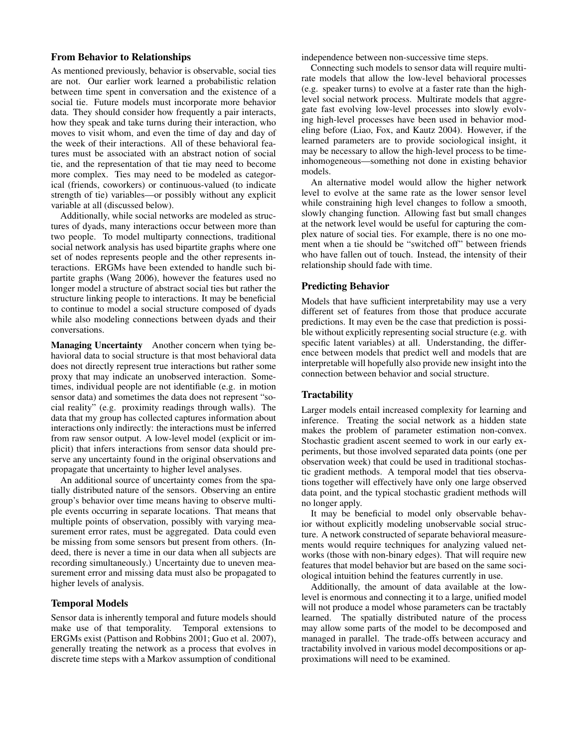## From Behavior to Relationships

As mentioned previously, behavior is observable, social ties are not. Our earlier work learned a probabilistic relation between time spent in conversation and the existence of a social tie. Future models must incorporate more behavior data. They should consider how frequently a pair interacts, how they speak and take turns during their interaction, who moves to visit whom, and even the time of day and day of the week of their interactions. All of these behavioral features must be associated with an abstract notion of social tie, and the representation of that tie may need to become more complex. Ties may need to be modeled as categorical (friends, coworkers) or continuous-valued (to indicate strength of tie) variables—or possibly without any explicit variable at all (discussed below).

Additionally, while social networks are modeled as structures of dyads, many interactions occur between more than two people. To model multiparty connections, traditional social network analysis has used bipartite graphs where one set of nodes represents people and the other represents interactions. ERGMs have been extended to handle such bipartite graphs (Wang 2006), however the features used no longer model a structure of abstract social ties but rather the structure linking people to interactions. It may be beneficial to continue to model a social structure composed of dyads while also modeling connections between dyads and their conversations.

**Managing Uncertainty** Another concern when tying behavioral data to social structure is that most behavioral data does not directly represent true interactions but rather some proxy that may indicate an unobserved interaction. Sometimes, individual people are not identifiable (e.g. in motion sensor data) and sometimes the data does not represent "social reality" (e.g. proximity readings through walls). The data that my group has collected captures information about interactions only indirectly: the interactions must be inferred from raw sensor output. A low-level model (explicit or implicit) that infers interactions from sensor data should preserve any uncertainty found in the original observations and propagate that uncertainty to higher level analyses.

An additional source of uncertainty comes from the spatially distributed nature of the sensors. Observing an entire group's behavior over time means having to observe multiple events occurring in separate locations. That means that multiple points of observation, possibly with varying measurement error rates, must be aggregated. Data could even be missing from some sensors but present from others. (Indeed, there is never a time in our data when all subjects are recording simultaneously.) Uncertainty due to uneven measurement error and missing data must also be propagated to higher levels of analysis.

## Temporal Models

Sensor data is inherently temporal and future models should make use of that temporality. Temporal extensions to ERGMs exist (Pattison and Robbins 2001; Guo et al. 2007), generally treating the network as a process that evolves in discrete time steps with a Markov assumption of conditional independence between non-successive time steps.

Connecting such models to sensor data will require multirate models that allow the low-level behavioral processes (e.g. speaker turns) to evolve at a faster rate than the high-level social network process. Multirate models that aggregate fast evolving low-level processes into slowly evolving high-level processes have been used in behavior modeling before (Liao, Fox, and Kautz 2004). However, if the learned parameters are to provide sociological insight, it may be necessary to allow the high-level process to be time-inhomogeneous—something not done in existing behavior models.

An alternative model would allow the higher network level to evolve at the same rate as the lower sensor level while constraining high level changes to follow a smooth, slowly changing function. Allowing fast but small changes at the network level would be useful for capturing the complex nature of social ties. For example, there is no one moment when a tie should be "switched off" between friends who have fallen out of touch. Instead, the intensity of their relationship should fade with time.

## Predicting Behavior

Models that have sufficient interpretability may use a very different set of features from those that produce accurate predictions. It may even be the case that prediction is possible without explicitly representing social structure (e.g. with specific latent variables) at all. Understanding, the difference between models that predict well and models that are interpretable will hopefully also provide new insight into the connection between behavior and social structure.

## Tractability

Larger models entail increased complexity for learning and inference. Treating the social network as a hidden state makes the problem of parameter estimation non-convex. Stochastic gradient ascent seemed to work in our early experiments, but those involved separated data points (one per observation week) that could be used in traditional stochastic gradient methods. A temporal model that ties observations together will effectively have only one large observed data point, and the typical stochastic gradient methods will no longer apply.

It may be beneficial to model only observable behavior without explicitly modeling unobservable social structure. A network constructed of separate behavioral measurements would require techniques for analyzing valued networks (those with non-binary edges). That will require new features that model behavior but are based on the same sociological intuition behind the features currently in use.

Additionally, the amount of data available at the low-level is enormous and connecting it to a large, unified model will not produce a model whose parameters can be tractably learned. The spatially distributed nature of the process may allow some parts of the model to be decomposed and managed in parallel. The trade-offs between accuracy and tractability involved in various model decompositions or approximations will need to be examined.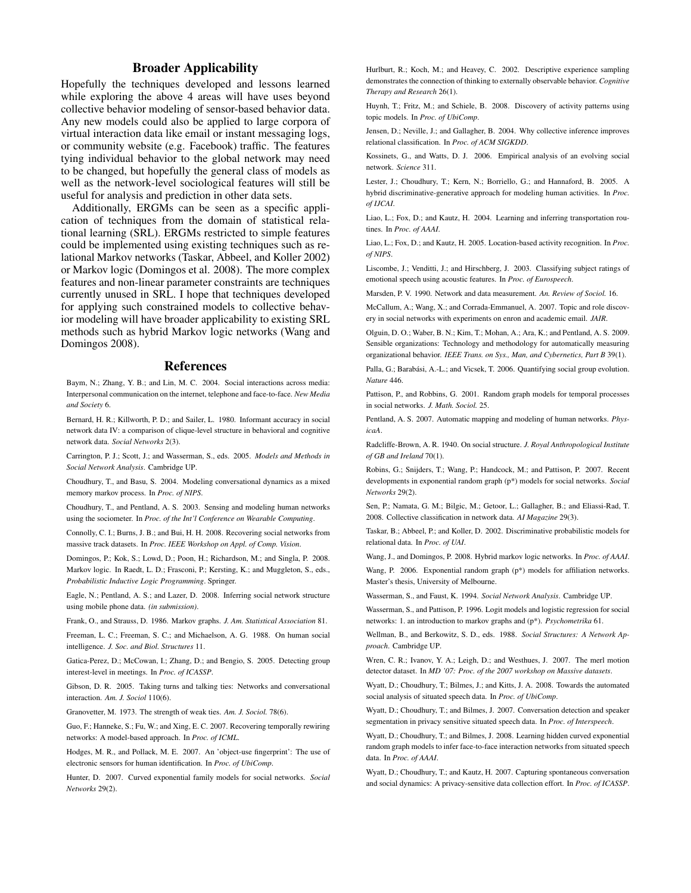## Broader Applicability

Hopefully the techniques developed and lessons learned while exploring the above 4 areas will have uses beyond collective behavior modeling of sensor-based behavior data. Any new models could also be applied to large corpora of virtual interaction data like email or instant messaging logs, or community website (e.g. Facebook) traffic. The features tying individual behavior to the global network may need to be changed, but hopefully the general class of models as well as the network-level sociological features will still be useful for analysis and prediction in other data sets.

Additionally, ERGMs can be seen as a specific application of techniques from the domain of statistical relational learning (SRL). ERGMs restricted to simple features could be implemented using existing techniques such as relational Markov networks (Taskar, Abbeel, and Koller 2002) or Markov logic (Domingos et al. 2008). The more complex features and non-linear parameter constraints are techniques currently unused in SRL. I hope that techniques developed for applying such constrained models to collective behavior modeling will have broader applicability to existing SRL methods such as hybrid Markov logic networks (Wang and Domingos 2008).

## References

Baym, N.; Zhang, Y. B.; and Lin, M. C. 2004. Social interactions across media: Interpersonal communication on the internet, telephone and face-to-face. *New Media and Society* 6.

Bernard, H. R.; Killworth, P. D.; and Sailer, L. 1980. Informant accuracy in social network data IV: a comparison of clique-level structure in behavioral and cognitive network data. *Social Networks* 2(3).

Carrington, P. J.; Scott, J.; and Wasserman, S., eds. 2005. *Models and Methods in Social Network Analysis*. Cambridge UP.

Choudhury, T., and Basu, S. 2004. Modeling conversational dynamics as a mixed memory markov process. In *Proc. of NIPS*.

Choudhury, T., and Pentland, A. S. 2003. Sensing and modeling human networks using the sociometer. In *Proc. of the Int'l Conference on Wearable Computing*.

Connolly, C. I.; Burns, J. B.; and Bui, H. H. 2008. Recovering social networks from massive track datasets. In *Proc. IEEE Workshop on Appl. of Comp. Vision*.

Domingos, P.; Kok, S.; Lowd, D.; Poon, H.; Richardson, M.; and Singla, P. 2008. Markov logic. In Raedt, L. D.; Frasconi, P.; Kersting, K.; and Muggleton, S., eds., *Probabilistic Inductive Logic Programming*. Springer.

Eagle, N.; Pentland, A. S.; and Lazer, D. 2008. Inferring social network structure using mobile phone data. *(in submission)*.

Frank, O., and Strauss, D. 1986. Markov graphs. *J. Am. Statistical Association* 81.

Freeman, L. C.; Freeman, S. C.; and Michaelson, A. G. 1988. On human social intelligence. *J. Soc. and Biol. Structures* 11.

Gatica-Perez, D.; McCowan, I.; Zhang, D.; and Bengio, S. 2005. Detecting group interest-level in meetings. In *Proc. of ICASSP*.

Gibson, D. R. 2005. Taking turns and talking ties: Networks and conversational interaction. *Am. J. Sociol* 110(6).

Granovetter, M. 1973. The strength of weak ties. *Am. J. Sociol.* 78(6).

Guo, F.; Hanneke, S.; Fu, W.; and Xing, E. C. 2007. Recovering temporally rewiring networks: A model-based approach. In *Proc. of ICML*.

Hodges, M. R., and Pollack, M. E. 2007. An 'object-use fingerprint': The use of electronic sensors for human identification. In *Proc. of UbiComp*.

Hunter, D. 2007. Curved exponential family models for social networks. *Social Networks* 29(2).

Hurlburt, R.; Koch, M.; and Heavey, C. 2002. Descriptive experience sampling demonstrates the connection of thinking to externally observable behavior. *Cognitive Therapy and Research* 26(1).

Huynh, T.; Fritz, M.; and Schiele, B. 2008. Discovery of activity patterns using topic models. In *Proc. of UbiComp*.

Jensen, D.; Neville, J.; and Gallagher, B. 2004. Why collective inference improves relational classification. In *Proc. of ACM SIGKDD*.

Kossinets, G., and Watts, D. J. 2006. Empirical analysis of an evolving social network. *Science* 311.

Lester, J.; Choudhury, T.; Kern, N.; Borriello, G.; and Hannaford, B. 2005. A hybrid discriminative-generative approach for modeling human activities. In *Proc. of IJCAI*.

Liao, L.; Fox, D.; and Kautz, H. 2004. Learning and inferring transportation routines. In *Proc. of AAAI*.

Liao, L.; Fox, D.; and Kautz, H. 2005. Location-based activity recognition. In *Proc. of NIPS*.

Liscombe, J.; Venditti, J.; and Hirschberg, J. 2003. Classifying subject ratings of emotional speech using acoustic features. In *Proc. of Eurospeech*.

Marsden, P. V. 1990. Network and data measurement. *An. Review of Sociol.* 16.

McCallum, A.; Wang, X.; and Corrada-Emmanuel, A. 2007. Topic and role discovery in social networks with experiments on enron and academic email. *JAIR*.

Olguin, D. O.; Waber, B. N.; Kim, T.; Mohan, A.; Ara, K.; and Pentland, A. S. 2009. Sensible organizations: Technology and methodology for automatically measuring organizational behavior. *IEEE Trans. on Sys., Man, and Cybernetics, Part B* 39(1).

Palla, G.; Barabási, A.-L.; and Vicsek, T. 2006. Quantifying social group evolution. *Nature* 446.

Pattison, P., and Robbins, G. 2001. Random graph models for temporal processes in social networks. *J. Math. Sociol.* 25.

Pentland, A. S. 2007. Automatic mapping and modeling of human networks. *PhysicaA*.

Radcliffe-Brown, A. R. 1940. On social structure. *J. Royal Anthropological Institute of GB and Ireland* 70(1).

Robins, G.; Snijders, T.; Wang, P.; Handcock, M.; and Pattison, P. 2007. Recent developments in exponential random graph (p*) models for social networks. *Social Networks* 29(2).

Sen, P.; Namata, G. M.; Bilgic, M.; Getoor, L.; Gallagher, B.; and Eliassi-Rad, T. 2008. Collective classification in network data. *AI Magazine* 29(3).

Taskar, B.; Abbeel, P.; and Koller, D. 2002. Discriminative probabilistic models for relational data. In *Proc. of UAI*.

Wang, J., and Domingos, P. 2008. Hybrid markov logic networks. In *Proc. of AAAI*.

Wang, P. 2006. Exponential random graph (p*) models for affiliation networks. Master's thesis, University of Melbourne.

Wasserman, S., and Faust, K. 1994. *Social Network Analysis*. Cambridge UP.

Wasserman, S., and Pattison, P. 1996. Logit models and logistic regression for social networks: 1. an introduction to markov graphs and (p*). *Psychometrika* 61.

Wellman, B., and Berkowitz, S. D., eds. 1988. *Social Structures: A Network Approach*. Cambridge UP.

Wren, C. R.; Ivanov, Y. A.; Leigh, D.; and Westhues, J. 2007. The merl motion detector dataset. In *MD '07: Proc. of the 2007 workshop on Massive datasets*.

Wyatt, D.; Choudhury, T.; Bilmes, J.; and Kitts, J. A. 2008. Towards the automated social analysis of situated speech data. In *Proc. of UbiComp*.

Wyatt, D.; Choudhury, T.; and Bilmes, J. 2007. Conversation detection and speaker segmentation in privacy sensitive situated speech data. In *Proc. of Interspeech*.

Wyatt, D.; Choudhury, T.; and Bilmes, J. 2008. Learning hidden curved exponential random graph models to infer face-to-face interaction networks from situated speech data. In *Proc. of AAAI*.

Wyatt, D.; Choudhury, T.; and Kautz, H. 2007. Capturing spontaneous conversation and social dynamics: A privacy-sensitive data collection effort. In *Proc. of ICASSP*.